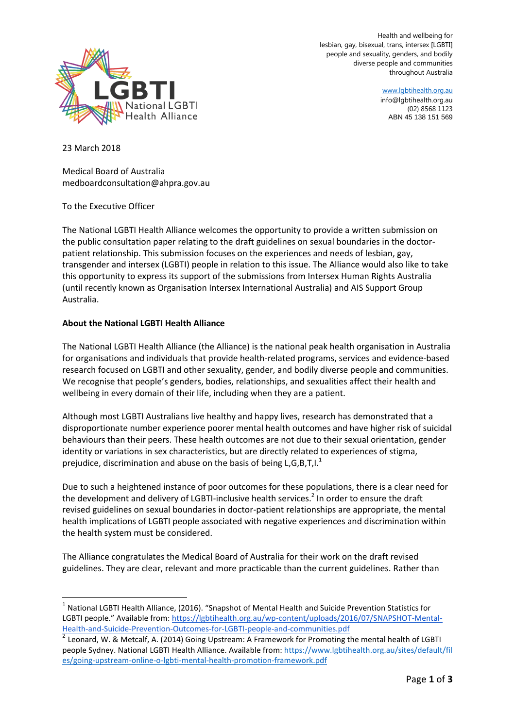Health and wellbeing for lesbian, gay, bisexual, trans, intersex [LGBTI] people and sexuality, genders, and bodily diverse people and communities throughout Australia

www.lgbtihealth.org.au
info@lgbtihealth.org.au
(02) 8568 1123
ABN 45 138 151 569

23 March 2018

Medical Board of Australia
medboardconsultation@ahpra.gov.au

To the Executive Officer

The National LGBTI Health Alliance welcomes the opportunity to provide a written submission on the public consultation paper relating to the draft guidelines on sexual boundaries in the doctor-patient relationship. This submission focuses on the experiences and needs of lesbian, gay, transgender and intersex (LGBTI) people in relation to this issue. The Alliance would also like to take this opportunity to express its support of the submissions from Intersex Human Rights Australia (until recently known as Organisation Intersex International Australia) and AIS Support Group Australia.

**About the National LGBTI Health Alliance**

The National LGBTI Health Alliance (the Alliance) is the national peak health organisation in Australia for organisations and individuals that provide health-related programs, services and evidence-based research focused on LGBTI and other sexuality, gender, and bodily diverse people and communities. We recognise that people's genders, bodies, relationships, and sexualities affect their health and wellbeing in every domain of their life, including when they are a patient.

Although most LGBTI Australians live healthy and happy lives, research has demonstrated that a disproportionate number experience poorer mental health outcomes and have higher risk of suicidal behaviours than their peers. These health outcomes are not due to their sexual orientation, gender identity or variations in sex characteristics, but are directly related to experiences of stigma, prejudice, discrimination and abuse on the basis of being L,G,B,T,I.[1]

Due to such a heightened instance of poor outcomes for these populations, there is a clear need for the development and delivery of LGBTI-inclusive health services.[2] In order to ensure the draft revised guidelines on sexual boundaries in doctor-patient relationships are appropriate, the mental health implications of LGBTI people associated with negative experiences and discrimination within the health system must be considered.

The Alliance congratulates the Medical Board of Australia for their work on the draft revised guidelines. They are clear, relevant and more practicable than the current guidelines. Rather than

---

[1] National LGBTI Health Alliance, (2016). "Snapshot of Mental Health and Suicide Prevention Statistics for LGBTI people." Available from: https://lgbtihealth.org.au/wp-content/uploads/2016/07/SNAPSHOT-Mental-Health-and-Suicide-Prevention-Outcomes-for-LGBTI-people-and-communities.pdf

[2] Leonard, W. & Metcalf, A. (2014) Going Upstream: A Framework for Promoting the mental health of LGBTI people Sydney. National LGBTI Health Alliance. Available from: https://www.lgbtihealth.org.au/sites/default/files/going-upstream-online-o-lgbti-mental-health-promotion-framework.pdf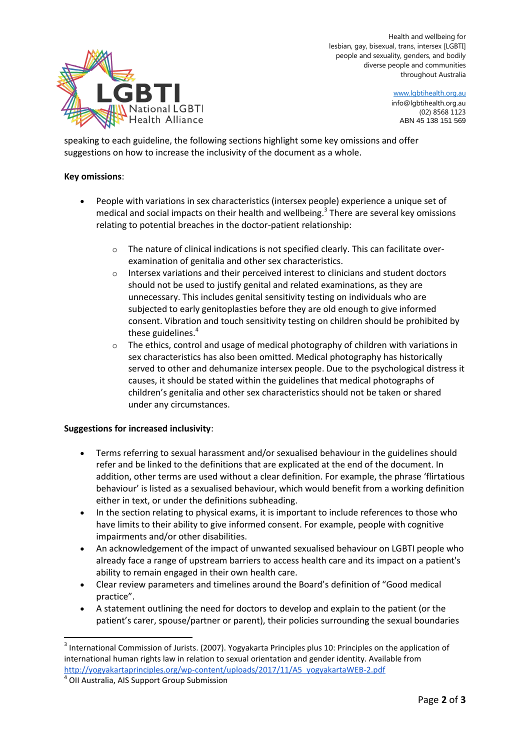speaking to each guideline, the following sections highlight some key omissions and offer suggestions on how to increase the inclusivity of the document as a whole.

**Key omissions**:

- People with variations in sex characteristics (intersex people) experience a unique set of medical and social impacts on their health and wellbeing.[3] There are several key omissions relating to potential breaches in the doctor-patient relationship:
  - The nature of clinical indications is not specified clearly. This can facilitate over-examination of genitalia and other sex characteristics.
  - Intersex variations and their perceived interest to clinicians and student doctors should not be used to justify genital and related examinations, as they are unnecessary. This includes genital sensitivity testing on individuals who are subjected to early genitoplasties before they are old enough to give informed consent. Vibration and touch sensitivity testing on children should be prohibited by these guidelines.[4]
  - The ethics, control and usage of medical photography of children with variations in sex characteristics has also been omitted. Medical photography has historically served to other and dehumanize intersex people. Due to the psychological distress it causes, it should be stated within the guidelines that medical photographs of children's genitalia and other sex characteristics should not be taken or shared under any circumstances.

**Suggestions for increased inclusivity**:

- Terms referring to sexual harassment and/or sexualised behaviour in the guidelines should refer and be linked to the definitions that are explicated at the end of the document. In addition, other terms are used without a clear definition. For example, the phrase 'flirtatious behaviour' is listed as a sexualised behaviour, which would benefit from a working definition either in text, or under the definitions subheading.
- In the section relating to physical exams, it is important to include references to those who have limits to their ability to give informed consent. For example, people with cognitive impairments and/or other disabilities.
- An acknowledgement of the impact of unwanted sexualised behaviour on LGBTI people who already face a range of upstream barriers to access health care and its impact on a patient's ability to remain engaged in their own health care.
- Clear review parameters and timelines around the Board's definition of "Good medical practice".
- A statement outlining the need for doctors to develop and explain to the patient (or the patient's carer, spouse/partner or parent), their policies surrounding the sexual boundaries

---

[3] International Commission of Jurists. (2007). Yogyakarta Principles plus 10: Principles on the application of international human rights law in relation to sexual orientation and gender identity. Available from http://yogyakartaprinciples.org/wp-content/uploads/2017/11/A5_yogyakartaWEB-2.pdf

[4] OII Australia, AIS Support Group Submission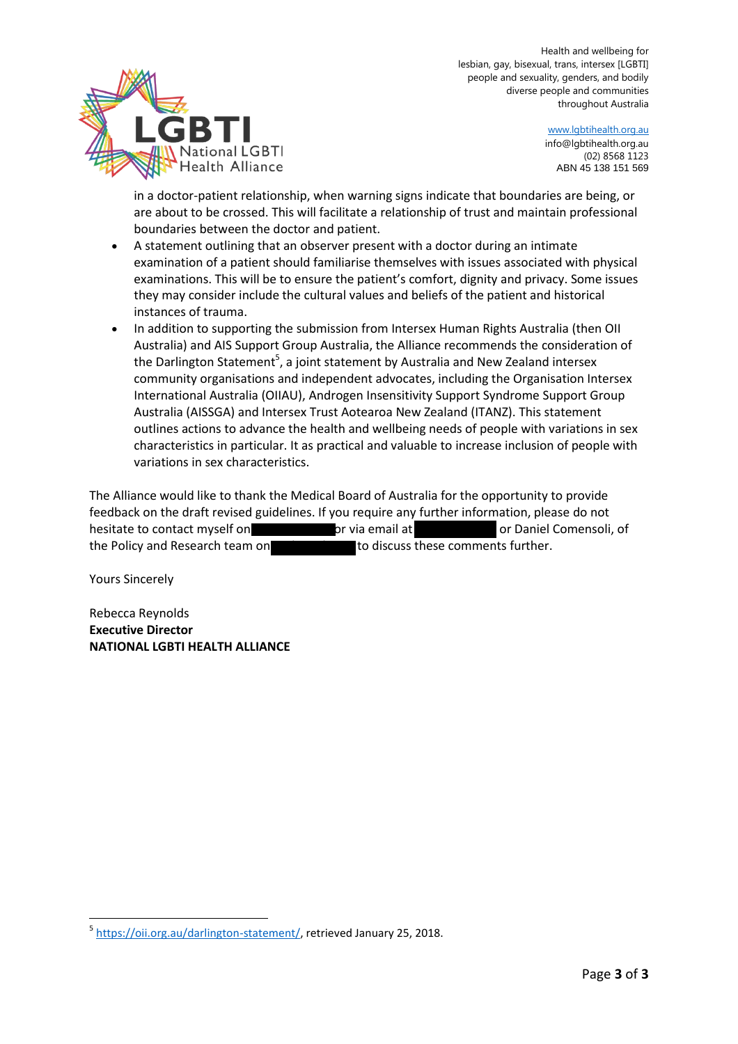in a doctor-patient relationship, when warning signs indicate that boundaries are being, or are about to be crossed. This will facilitate a relationship of trust and maintain professional boundaries between the doctor and patient.

- A statement outlining that an observer present with a doctor during an intimate examination of a patient should familiarise themselves with issues associated with physical examinations. This will be to ensure the patient's comfort, dignity and privacy. Some issues they may consider include the cultural values and beliefs of the patient and historical instances of trauma.
- In addition to supporting the submission from Intersex Human Rights Australia (then OII Australia) and AIS Support Group Australia, the Alliance recommends the consideration of the Darlington Statement[5], a joint statement by Australia and New Zealand intersex community organisations and independent advocates, including the Organisation Intersex International Australia (OIIAU), Androgen Insensitivity Support Syndrome Support Group Australia (AISSGA) and Intersex Trust Aotearoa New Zealand (ITANZ). This statement outlines actions to advance the health and wellbeing needs of people with variations in sex characteristics in particular. It as practical and valuable to increase inclusion of people with variations in sex characteristics.

The Alliance would like to thank the Medical Board of Australia for the opportunity to provide feedback on the draft revised guidelines. If you require any further information, please do not hesitate to contact myself on [REDACTED] or via email at [REDACTED] or Daniel Comensoli, of the Policy and Research team on [REDACTED] to discuss these comments further.

Yours Sincerely

Rebecca Reynolds
**Executive Director**
**NATIONAL LGBTI HEALTH ALLIANCE**

[5] https://oii.org.au/darlington-statement/, retrieved January 25, 2018.